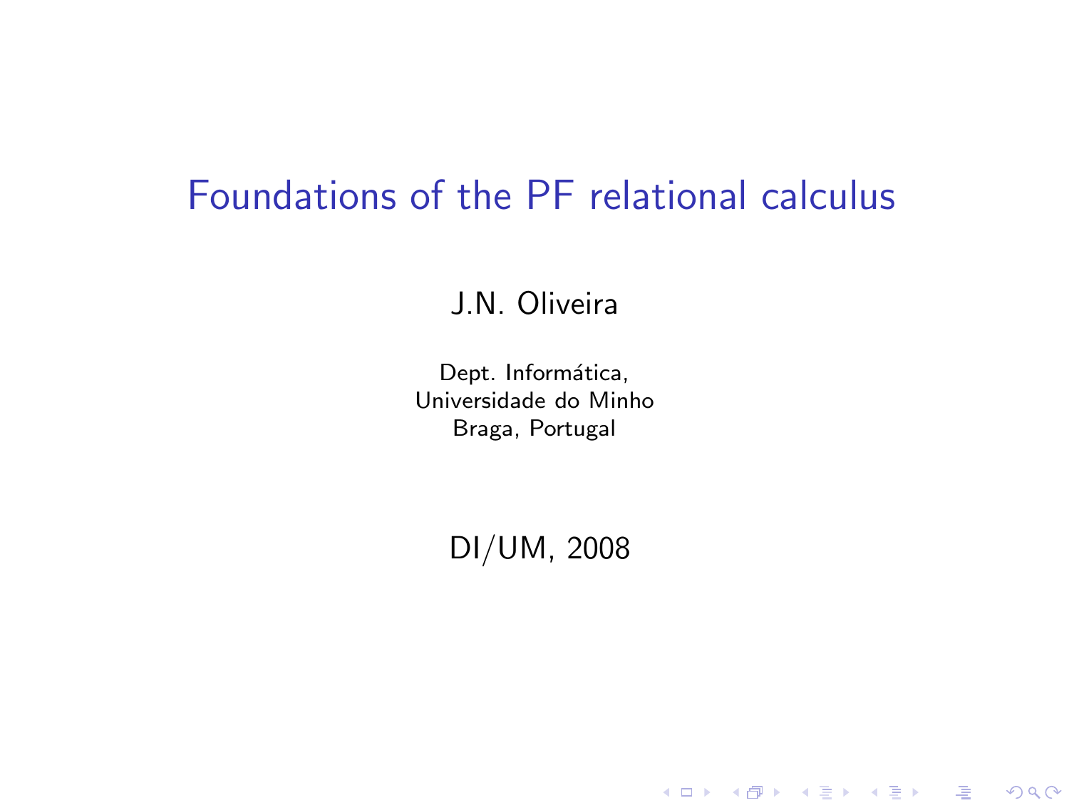# Foundations of the PF relational calculus

J.N. Oliveira

Dept. Informática,
Universidade do Minho
Braga, Portugal

DI/UM, 2008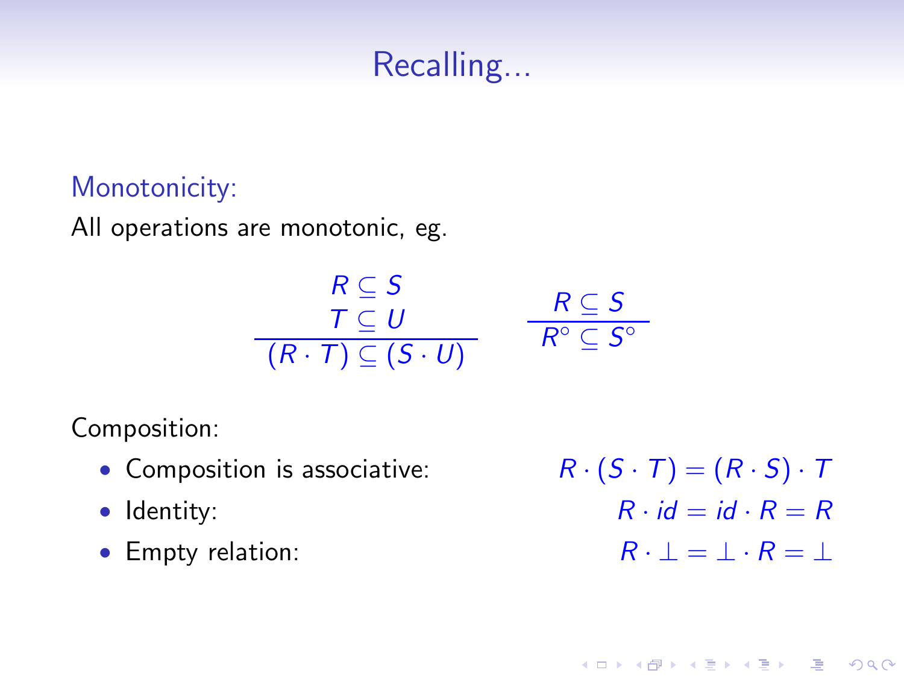# Recalling...

### Monotonicity:

All operations are monotonic, eg.

$$\frac{\begin{array}{c} R \subseteq S \\ T \subseteq U \end{array}}{(R \cdot T) \subseteq (S \cdot U)} \qquad \frac{R \subseteq S}{R^\circ \subseteq S^\circ}$$

Composition:

- Composition is associative: $R \cdot (S \cdot T) = (R \cdot S) \cdot T$
- Identity: $R \cdot id = id \cdot R = R$
- Empty relation: $R \cdot \bot = \bot \cdot R = \bot$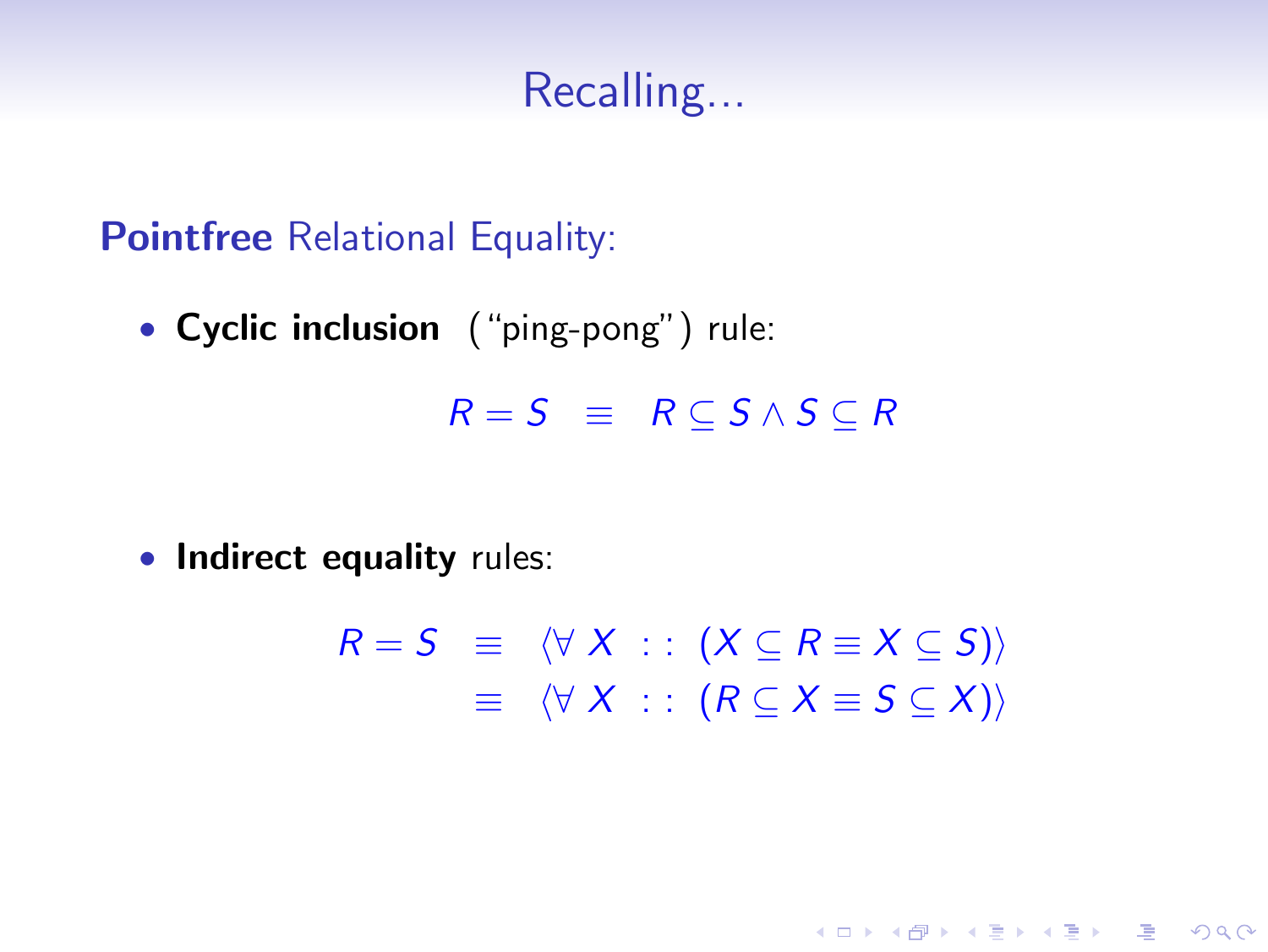# Recalling...

**Pointfree** Relational Equality:

- **Cyclic inclusion** ("ping-pong") rule:

$$R = S \quad \equiv \quad R \subseteq S \wedge S \subseteq R$$

- **Indirect equality** rules:

$$\begin{aligned} R = S \quad & \equiv \quad \langle \forall\, X \; :: \; (X \subseteq R \equiv X \subseteq S) \rangle \\ & \equiv \quad \langle \forall\, X \; :: \; (R \subseteq X \equiv S \subseteq X) \rangle \end{aligned}$$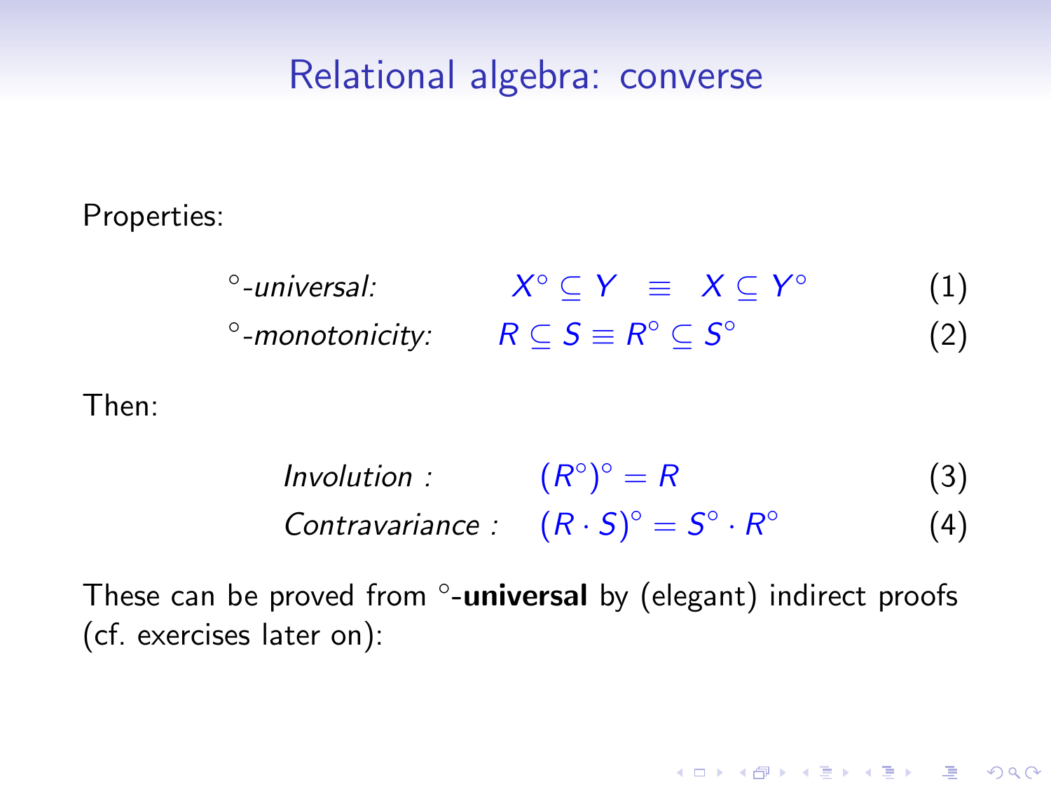# Relational algebra: converse

Properties:

$$\text{°-universal:} \qquad X^\circ \subseteq Y \;\equiv\; X \subseteq Y^\circ \tag{1}$$

$$\text{°-monotonicity:} \qquad R \subseteq S \equiv R^\circ \subseteq S^\circ \tag{2}$$

Then:

$$\textit{Involution :} \qquad (R^\circ)^\circ = R \tag{3}$$

$$\textit{Contravariance :} \qquad (R \cdot S)^\circ = S^\circ \cdot R^\circ \tag{4}$$

These can be proved from °-**universal** by (elegant) indirect proofs (cf. exercises later on):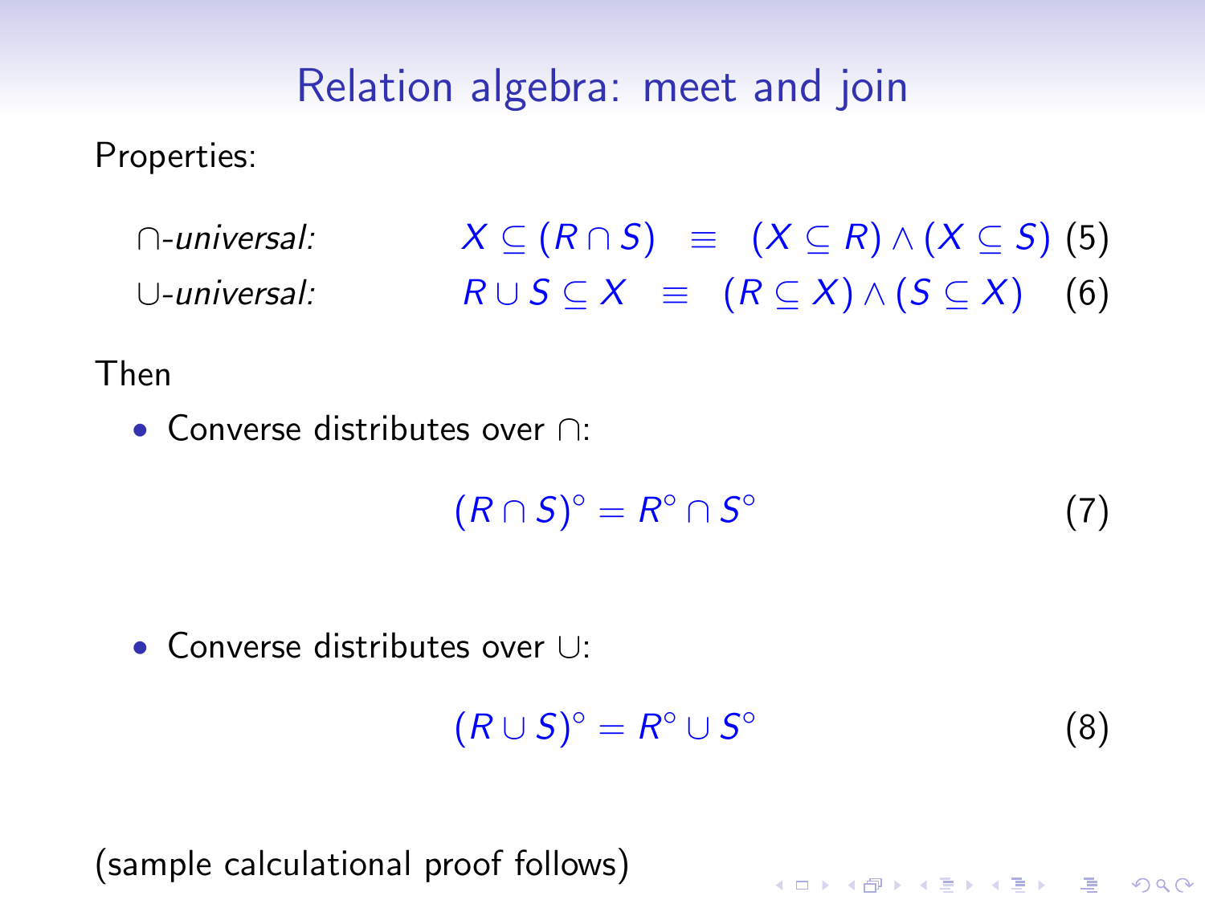# Relation algebra: meet and join

Properties:

$\cap$-*universal:* $$X \subseteq (R \cap S) \;\equiv\; (X \subseteq R) \wedge (X \subseteq S) \quad (5)$$

$\cup$-*universal:* $$R \cup S \subseteq X \;\equiv\; (R \subseteq X) \wedge (S \subseteq X) \quad (6)$$

Then

- Converse distributes over $\cap$:

$$(R \cap S)^\circ = R^\circ \cap S^\circ \quad (7)$$

- Converse distributes over $\cup$:

$$(R \cup S)^\circ = R^\circ \cup S^\circ \quad (8)$$

(sample calculational proof follows)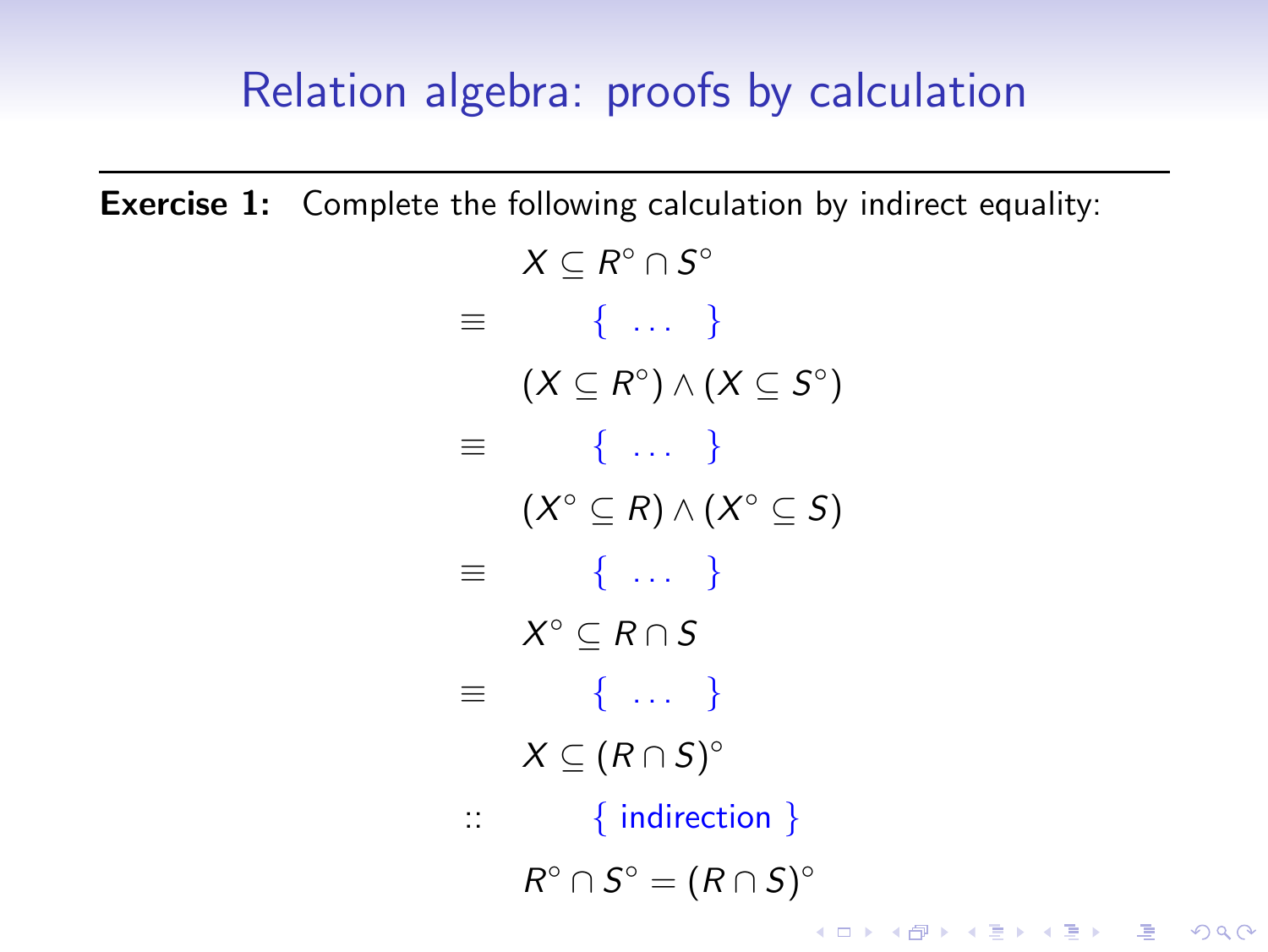# Relation algebra: proofs by calculation

**Exercise 1:** Complete the following calculation by indirect equality:

$$
\begin{array}{ll}
 & X \subseteq R^\circ \cap S^\circ \\
\equiv & \quad \{ \ \ldots \ \} \\
 & (X \subseteq R^\circ) \wedge (X \subseteq S^\circ) \\
\equiv & \quad \{ \ \ldots \ \} \\
 & (X^\circ \subseteq R) \wedge (X^\circ \subseteq S) \\
\equiv & \quad \{ \ \ldots \ \} \\
 & X^\circ \subseteq R \cap S \\
\equiv & \quad \{ \ \ldots \ \} \\
 & X \subseteq (R \cap S)^\circ \\
:: & \quad \{ \text{ indirection } \} \\
 & R^\circ \cap S^\circ = (R \cap S)^\circ
\end{array}
$$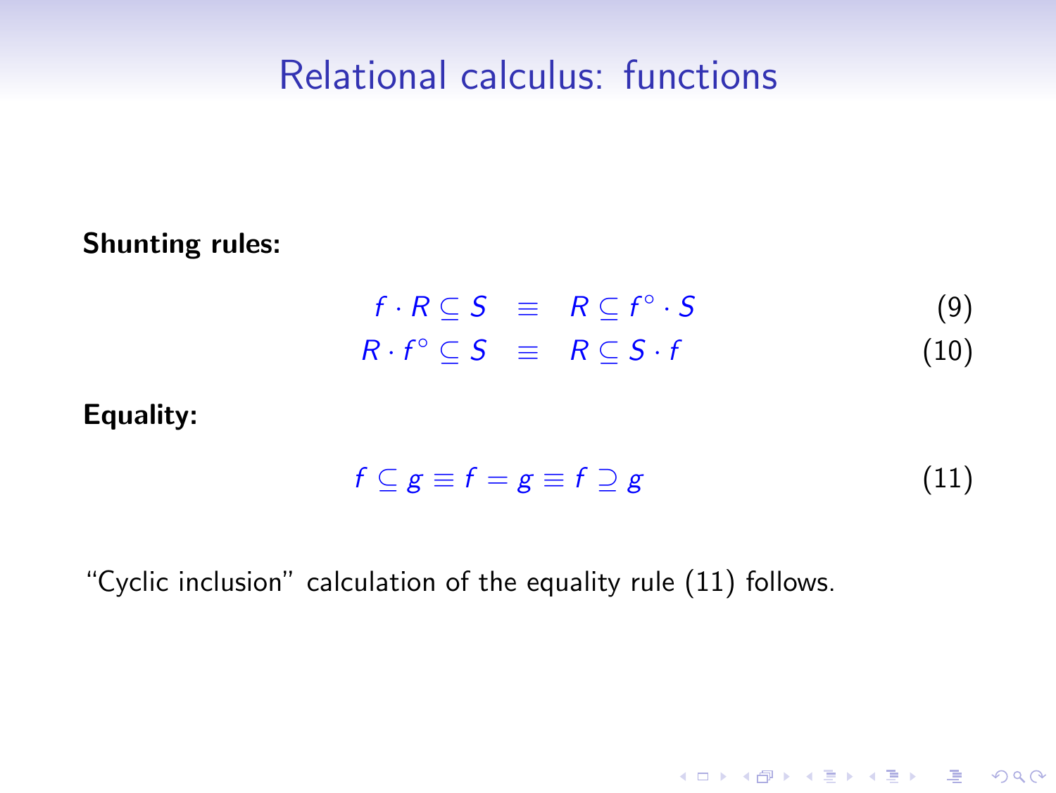# Relational calculus: functions

**Shunting rules:**

$$f \cdot R \subseteq S \quad \equiv \quad R \subseteq f^{\circ} \cdot S \tag{9}$$

$$R \cdot f^{\circ} \subseteq S \quad \equiv \quad R \subseteq S \cdot f \tag{10}$$

**Equality:**

$$f \subseteq g \equiv f = g \equiv f \supseteq g \tag{11}$$

"Cyclic inclusion" calculation of the equality rule (11) follows.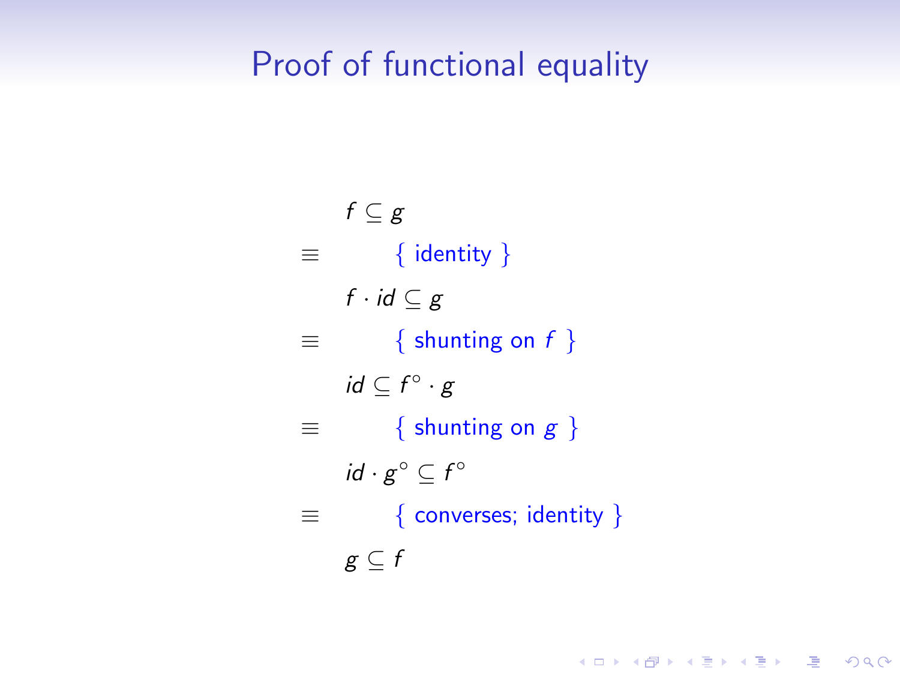# Proof of functional equality

$$
\begin{array}{ll}
 & f \subseteq g \\
\equiv & \quad \{ \text{ identity } \} \\
 & f \cdot id \subseteq g \\
\equiv & \quad \{ \text{ shunting on } f \text{ } \} \\
 & id \subseteq f^{\circ} \cdot g \\
\equiv & \quad \{ \text{ shunting on } g \text{ } \} \\
 & id \cdot g^{\circ} \subseteq f^{\circ} \\
\equiv & \quad \{ \text{ converses; identity } \} \\
 & g \subseteq f
\end{array}
$$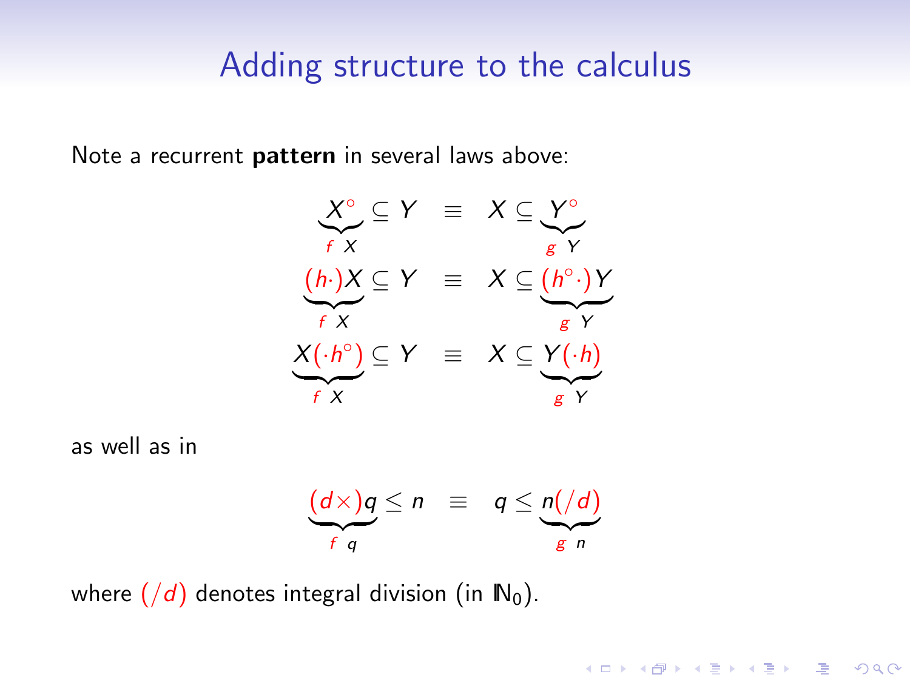# Adding structure to the calculus

Note a recurrent **pattern** in several laws above:

$$
\begin{array}{rcl}
\underbrace{X^\circ}_{f\ X} \subseteq Y & \equiv & X \subseteq \underbrace{Y^\circ}_{g\ Y} \\
\underbrace{(h\cdot)X}_{f\ X} \subseteq Y & \equiv & X \subseteq \underbrace{(h^\circ\cdot)Y}_{g\ Y} \\
\underbrace{X(\cdot h^\circ)}_{f\ X} \subseteq Y & \equiv & X \subseteq \underbrace{Y(\cdot h)}_{g\ Y}
\end{array}
$$

as well as in

$$
\underbrace{(d\times)q}_{f\ q} \leq n \quad \equiv \quad q \leq \underbrace{n(/d)}_{g\ n}
$$

where $(/d)$ denotes integral division (in $\mathbb{N}_0$).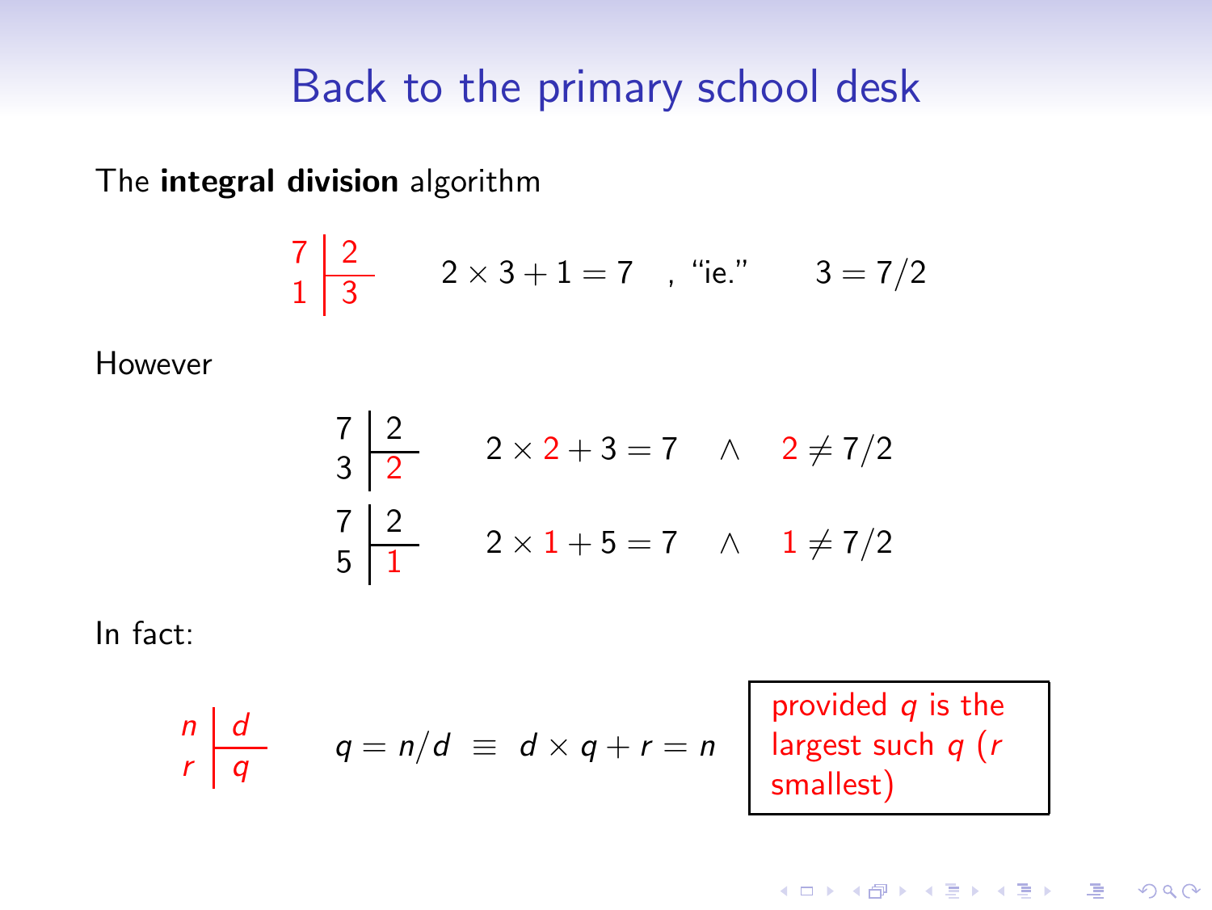# Back to the primary school desk

The **integral division** algorithm

$$\begin{array}{c|c} 7 & 2 \\ \hline 1 & 3 \end{array} \qquad 2 \times 3 + 1 = 7 \quad , \text{ "ie."} \qquad 3 = 7/2$$

However

$$\begin{array}{c|c} 7 & 2 \\ \hline 3 & 2 \end{array} \qquad 2 \times 2 + 3 = 7 \quad \wedge \quad 2 \neq 7/2$$

$$\begin{array}{c|c} 7 & 2 \\ \hline 5 & 1 \end{array} \qquad 2 \times 1 + 5 = 7 \quad \wedge \quad 1 \neq 7/2$$

In fact:

$$\begin{array}{c|c} n & d \\ \hline r & q \end{array} \qquad q = n/d \;\equiv\; d \times q + r = n$$

provided $q$ is the largest such $q$ ($r$ smallest)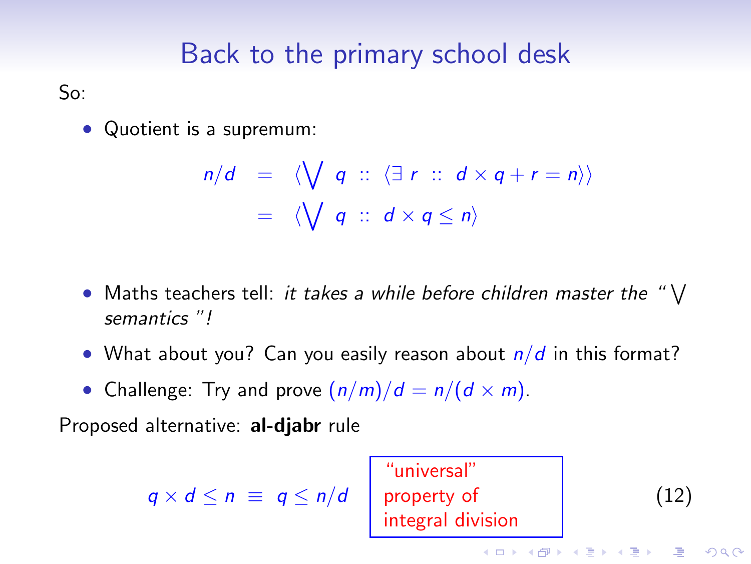# Back to the primary school desk

So:

- Quotient is a supremum:

$$
\begin{aligned}
n/d &= \langle \bigvee\ q\ ::\ \langle \exists\ r\ ::\ d \times q + r = n \rangle \rangle \\
&= \langle \bigvee\ q\ ::\ d \times q \leq n \rangle
\end{aligned}
$$

- Maths teachers tell: *it takes a while before children master the "$\bigvee$ semantics"!*
- What about you? Can you easily reason about $n/d$ in this format?
- Challenge: Try and prove $(n/m)/d = n/(d \times m)$.

Proposed alternative: **al-djabr** rule

$$
q \times d \leq n \;\equiv\; q \leq n/d \qquad (12)
$$

"universal" property of integral division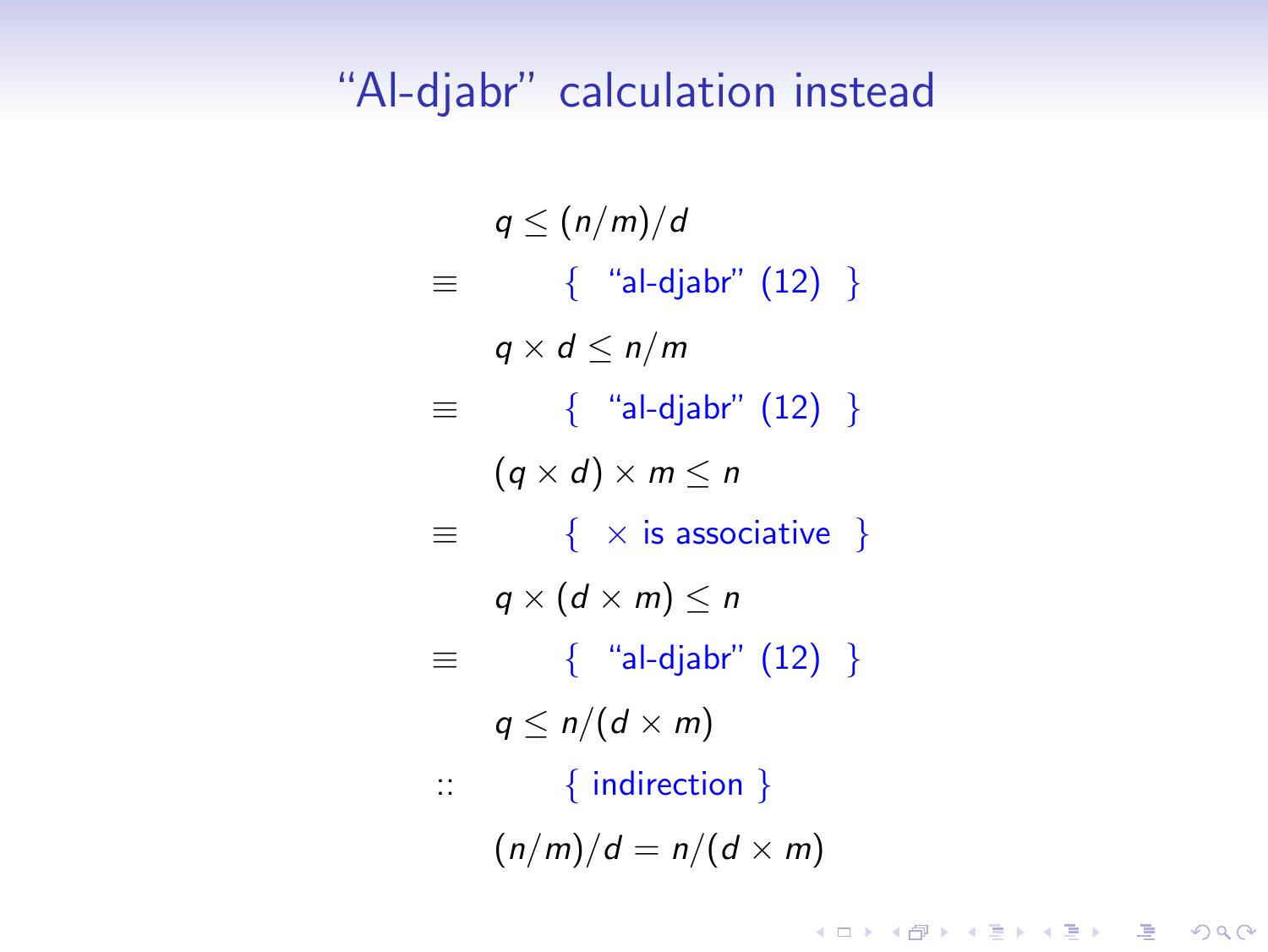## “Al-djabr” calculation instead

$$
\begin{array}{cl}
 & q \leq (n/m)/d \\
\equiv & \qquad \{ \text{ “al-djabr” (12) } \} \\
 & q \times d \leq n/m \\
\equiv & \qquad \{ \text{ “al-djabr” (12) } \} \\
 & (q \times d) \times m \leq n \\
\equiv & \qquad \{ \ \times \text{ is associative } \} \\
 & q \times (d \times m) \leq n \\
\equiv & \qquad \{ \text{ “al-djabr” (12) } \} \\
 & q \leq n/(d \times m) \\
:: & \qquad \{ \text{ indirection } \} \\
 & (n/m)/d = n/(d \times m)
\end{array}
$$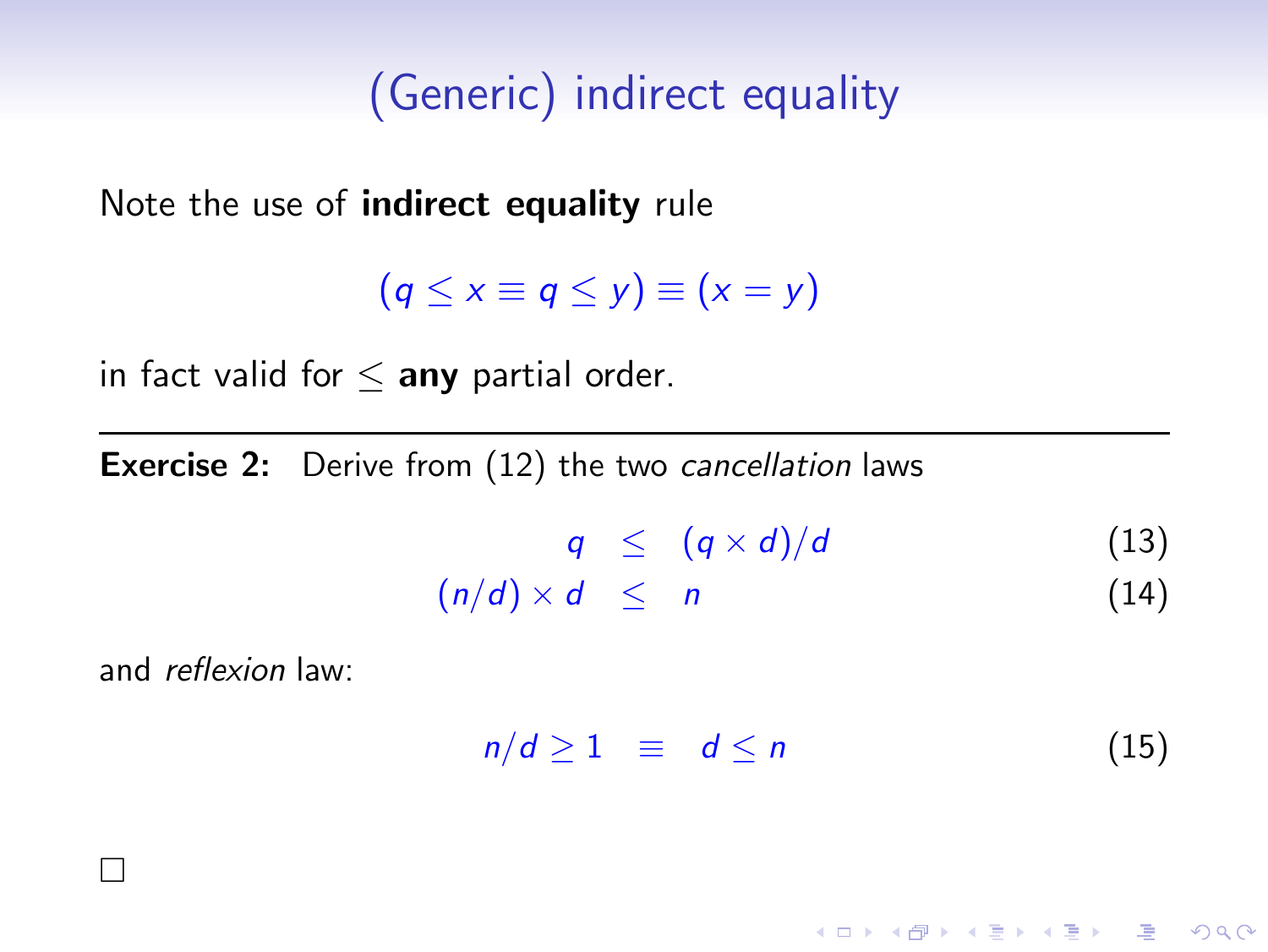# (Generic) indirect equality

Note the use of **indirect equality** rule

$$(q \leq x \equiv q \leq y) \equiv (x = y)$$

in fact valid for $\leq$ **any** partial order.

---

**Exercise 2:** Derive from (12) the two *cancellation* laws

$$q \leq (q \times d)/d \tag{13}$$

$$(n/d) \times d \leq n \tag{14}$$

and *reflexion* law:

$$n/d \geq 1 \equiv d \leq n \tag{15}$$

□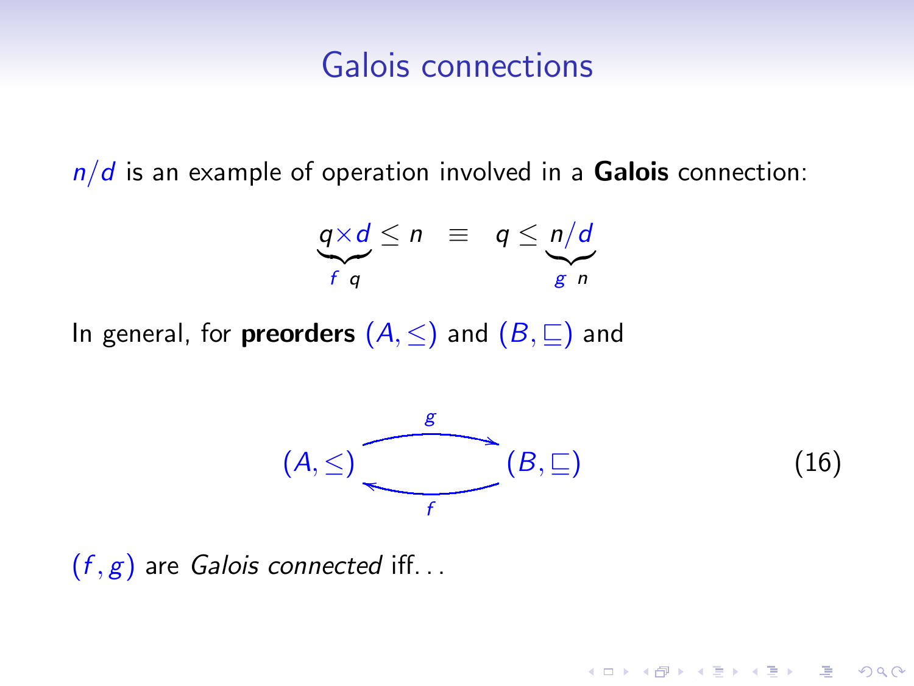# Galois connections

$n/d$ is an example of operation involved in a **Galois** connection:

$$\underbrace{q \times d}_{f\ q} \leq n \quad \equiv \quad q \leq \underbrace{n/d}_{g\ n}$$

In general, for **preorders** $(A, \leq)$ and $(B, \sqsubseteq)$ and

$$(A, \leq) \underset{f}{\overset{g}{\rightleftarrows}} (B, \sqsubseteq) \tag{16}$$

$(f, g)$ are *Galois connected* iff...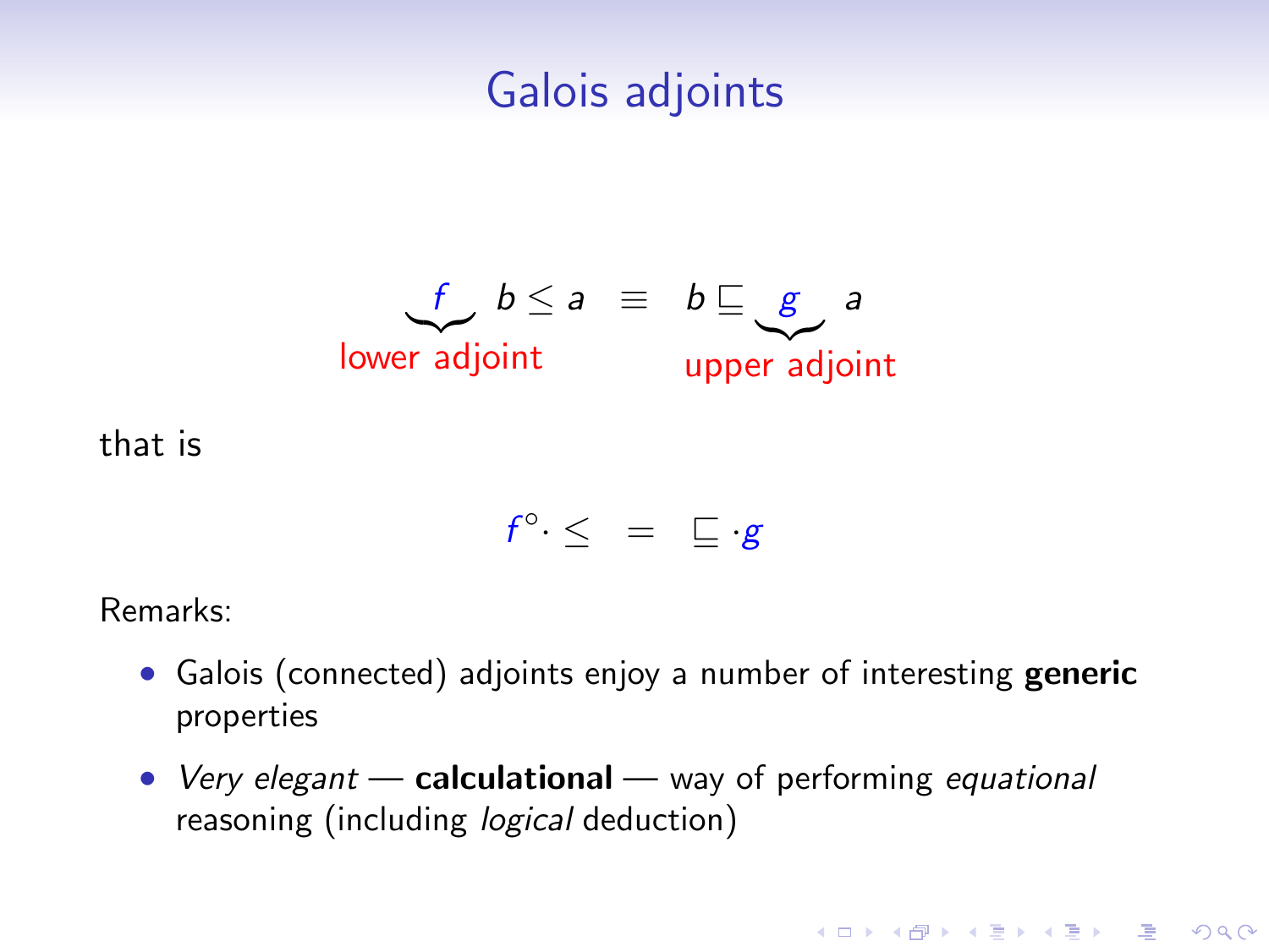# Galois adjoints

$$\underbrace{f}_{\text{lower adjoint}}\ b \leq a \quad \equiv \quad b \sqsubseteq \underbrace{g}_{\text{upper adjoint}}\ a$$

that is

$$f^{\circ} \cdot \leq \quad = \quad \sqsubseteq \cdot g$$

Remarks:

- Galois (connected) adjoints enjoy a number of interesting **generic** properties
- *Very elegant* — **calculational** — way of performing *equational* reasoning (including *logical* deduction)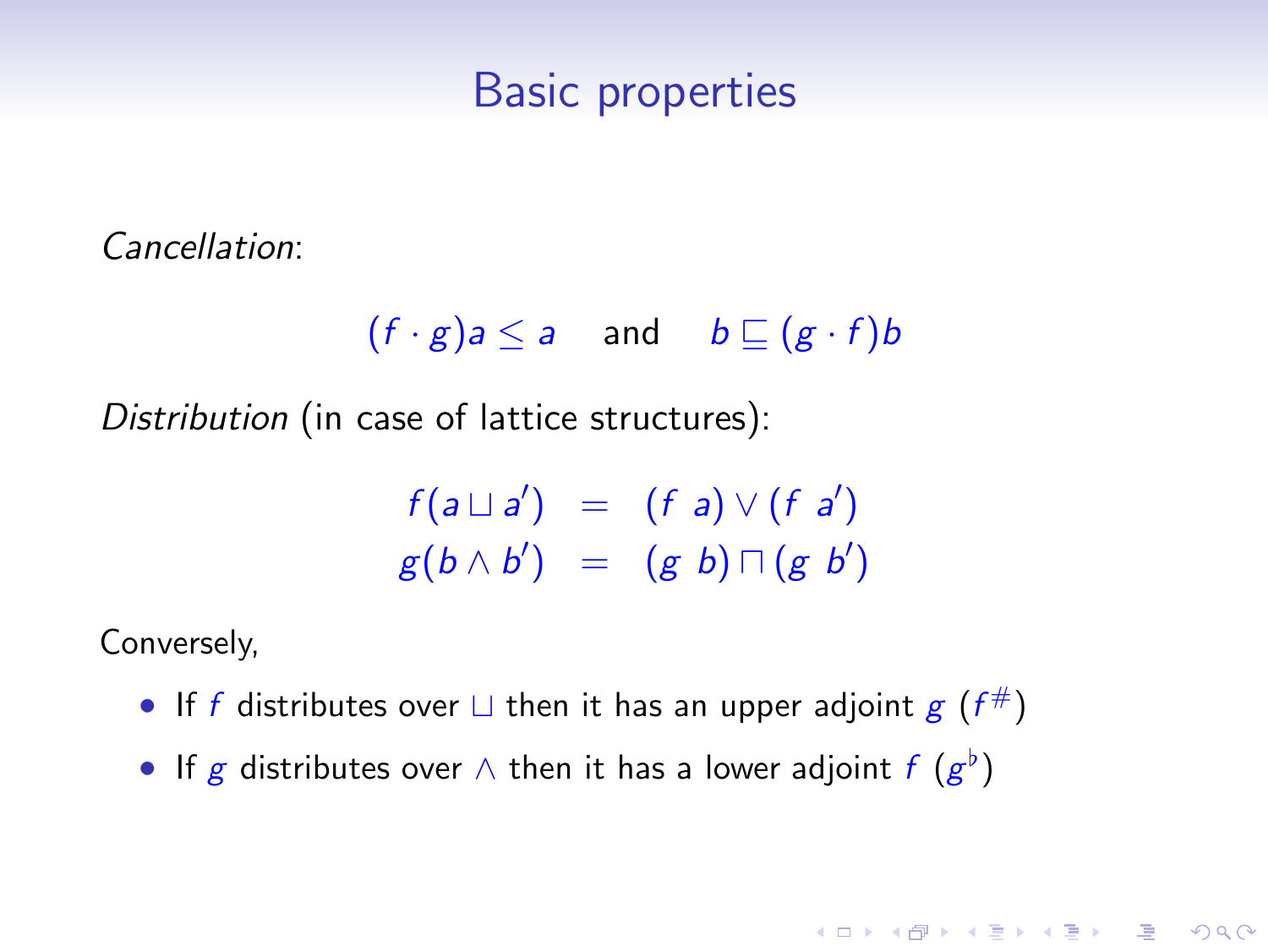# Basic properties

*Cancellation*:

$$(f \cdot g)a \leq a \quad \text{and} \quad b \sqsubseteq (g \cdot f)b$$

*Distribution* (in case of lattice structures):

$$\begin{array}{rcl} f(a \sqcup a') & = & (f\ a) \vee (f\ a') \\ g(b \wedge b') & = & (g\ b) \sqcap (g\ b') \end{array}$$

Conversely,

- If $f$ distributes over $\sqcup$ then it has an upper adjoint $g$ ($f^{\#}$)
- If $g$ distributes over $\wedge$ then it has a lower adjoint $f$ ($g^{\flat}$)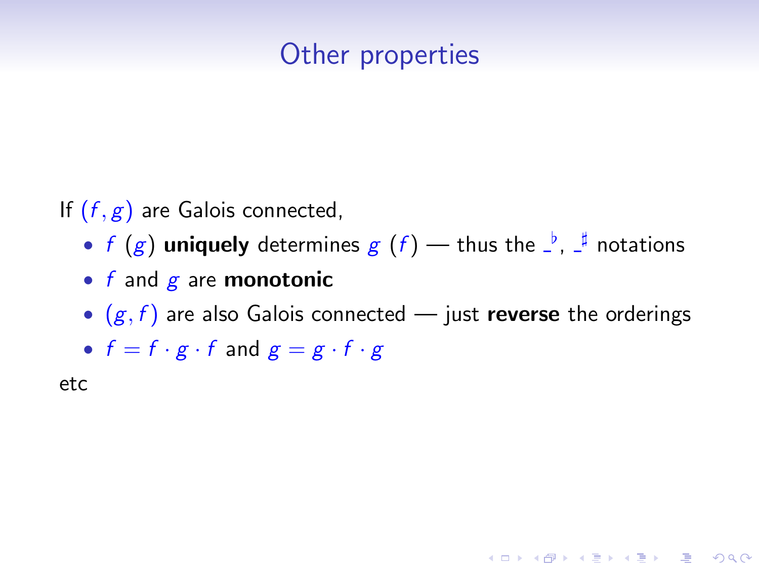# Other properties

If $(f, g)$ are Galois connected,

- $f$ $(g)$ **uniquely** determines $g$ $(f)$ — thus the $\_^\flat$, $\_^\sharp$ notations
- $f$ and $g$ are **monotonic**
- $(g, f)$ are also Galois connected — just **reverse** the orderings
- $f = f \cdot g \cdot f$ and $g = g \cdot f \cdot g$

etc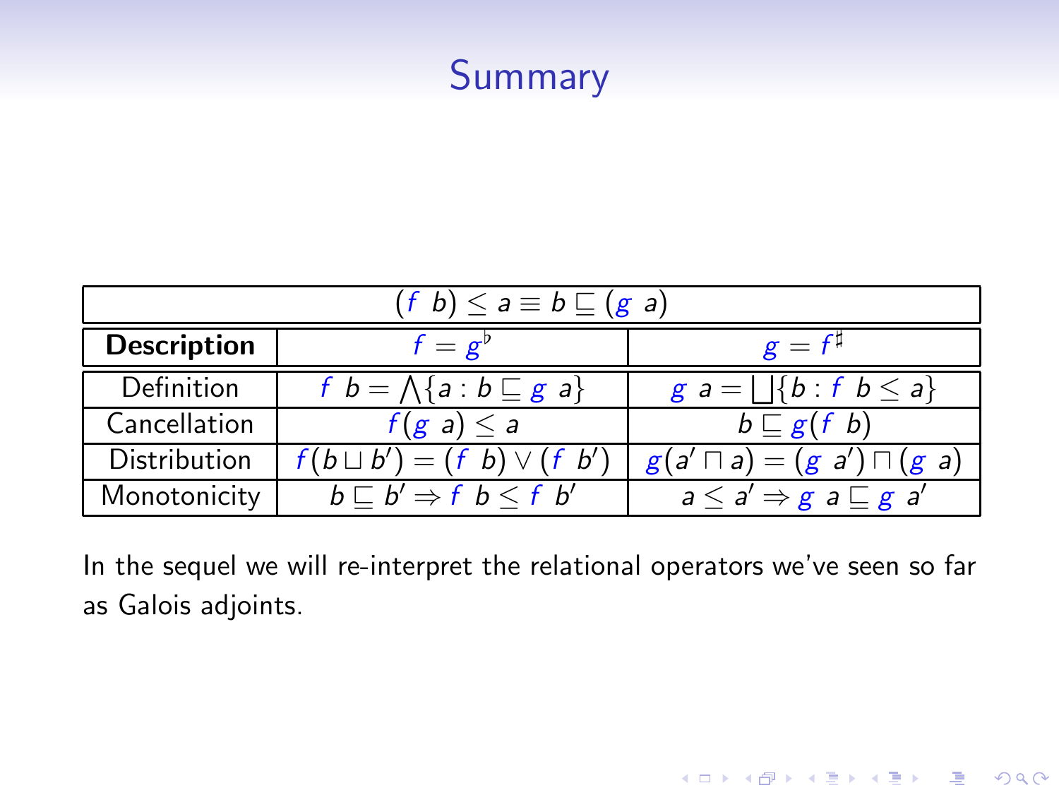# Summary

| $(f\ b) \leq a \equiv b \sqsubseteq (g\ a)$ | | |
|---|---|---|
| **Description** | $f = g^{\flat}$ | $g = f^{\sharp}$ |
| Definition | $f\ b = \bigwedge\{a : b \sqsubseteq g\ a\}$ | $g\ a = \bigsqcup\{b : f\ b \leq a\}$ |
| Cancellation | $f(g\ a) \leq a$ | $b \sqsubseteq g(f\ b)$ |
| Distribution | $f(b \sqcup b') = (f\ b) \vee (f\ b')$ | $g(a' \sqcap a) = (g\ a') \sqcap (g\ a)$ |
| Monotonicity | $b \sqsubseteq b' \Rightarrow f\ b \leq f\ b'$ | $a \leq a' \Rightarrow g\ a \sqsubseteq g\ a'$ |

In the sequel we will re-interpret the relational operators we've seen so far as Galois adjoints.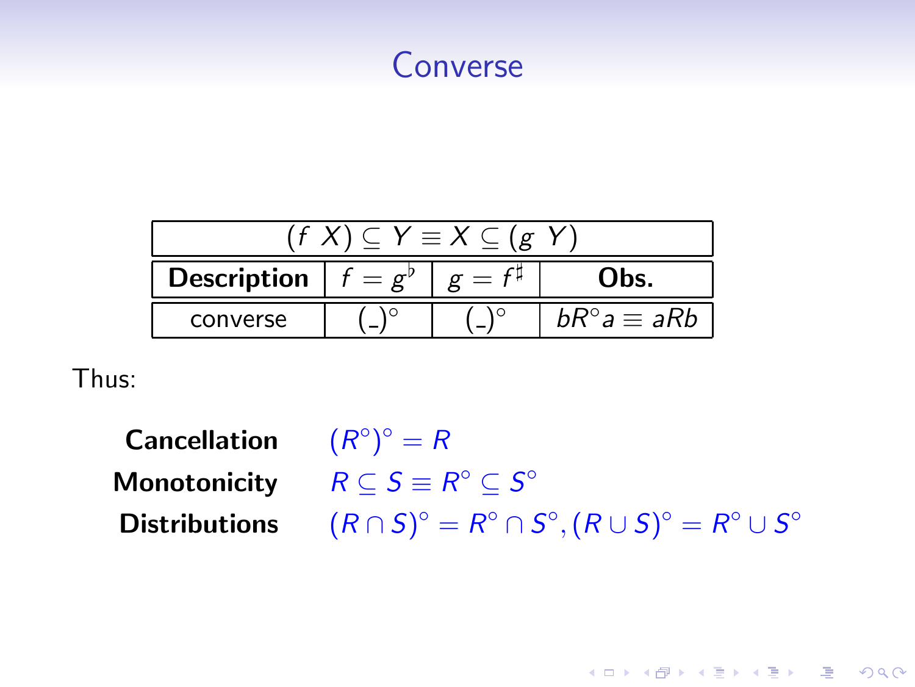# Converse

| $(f\ X) \subseteq Y \equiv X \subseteq (g\ Y)$ | | | |
|---|---|---|---|
| **Description** | $f = g^{\flat}$ | $g = f^{\sharp}$ | **Obs.** |
| converse | $(\_)^{\circ}$ | $(\_)^{\circ}$ | $bR^{\circ}a \equiv aRb$ |

Thus:

**Cancellation** $(R^{\circ})^{\circ} = R$

**Monotonicity** $R \subseteq S \equiv R^{\circ} \subseteq S^{\circ}$

**Distributions** $(R \cap S)^{\circ} = R^{\circ} \cap S^{\circ}, (R \cup S)^{\circ} = R^{\circ} \cup S^{\circ}$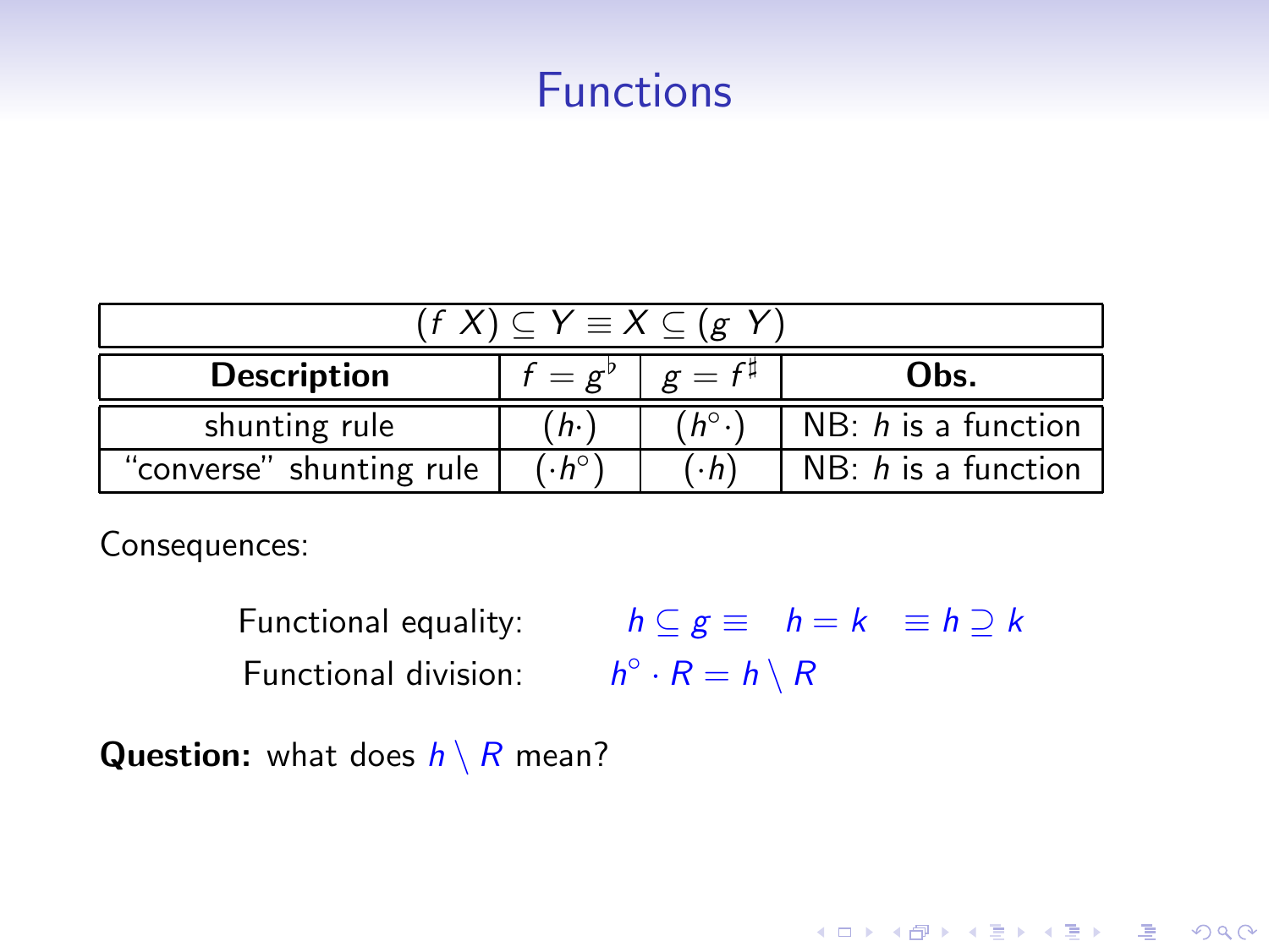# Functions

| $(f\ X) \subseteq Y \equiv X \subseteq (g\ Y)$ | | | |
|---|---|---|---|
| **Description** | $f = g^\flat$ | $g = f^\sharp$ | **Obs.** |
| shunting rule | $(h\cdot)$ | $(h^\circ\cdot)$ | NB: $h$ is a function |
| "converse" shunting rule | $(\cdot h^\circ)$ | $(\cdot h)$ | NB: $h$ is a function |

Consequences:

Functional equality: $h \subseteq g \equiv \quad h = k \quad \equiv h \supseteq k$

Functional division: $h^\circ \cdot R = h \setminus R$

**Question:** what does $h \setminus R$ mean?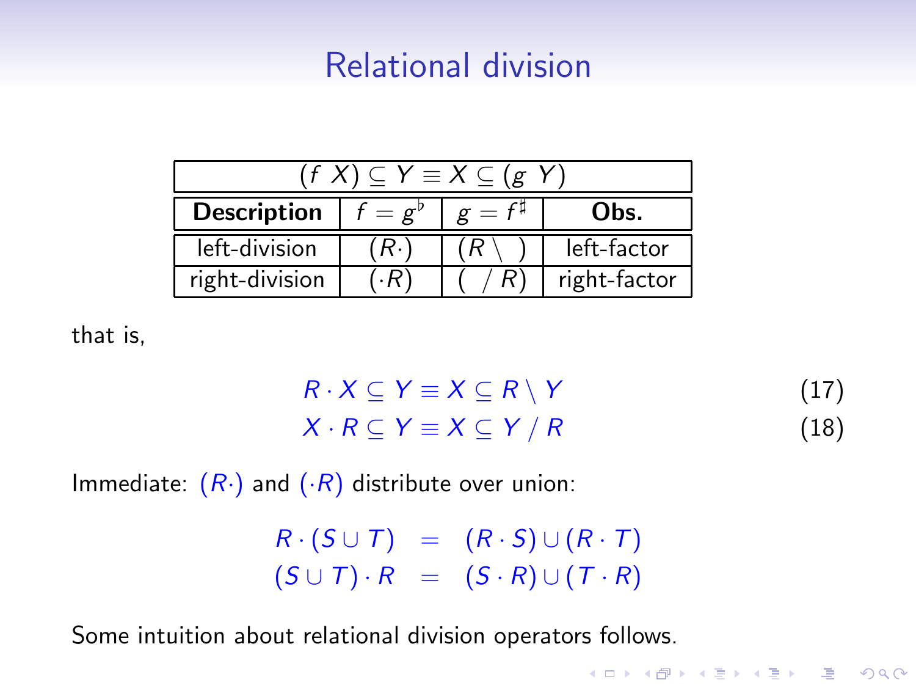# Relational division

| $(f\ X) \subseteq Y \equiv X \subseteq (g\ Y)$ | | | |
|---|---|---|---|
| **Description** | $f = g^\flat$ | $g = f^\sharp$ | **Obs.** |
| left-division | $(R\cdot)$ | $(R \setminus\ )$ | left-factor |
| right-division | $(\cdot R)$ | $(\ / R)$ | right-factor |

that is,

$$R \cdot X \subseteq Y \equiv X \subseteq R \setminus Y \tag{17}$$

$$X \cdot R \subseteq Y \equiv X \subseteq Y / R \tag{18}$$

Immediate: $(R\cdot)$ and $(\cdot R)$ distribute over union:

$$R \cdot (S \cup T) = (R \cdot S) \cup (R \cdot T)$$

$$(S \cup T) \cdot R = (S \cdot R) \cup (T \cdot R)$$

Some intuition about relational division operators follows.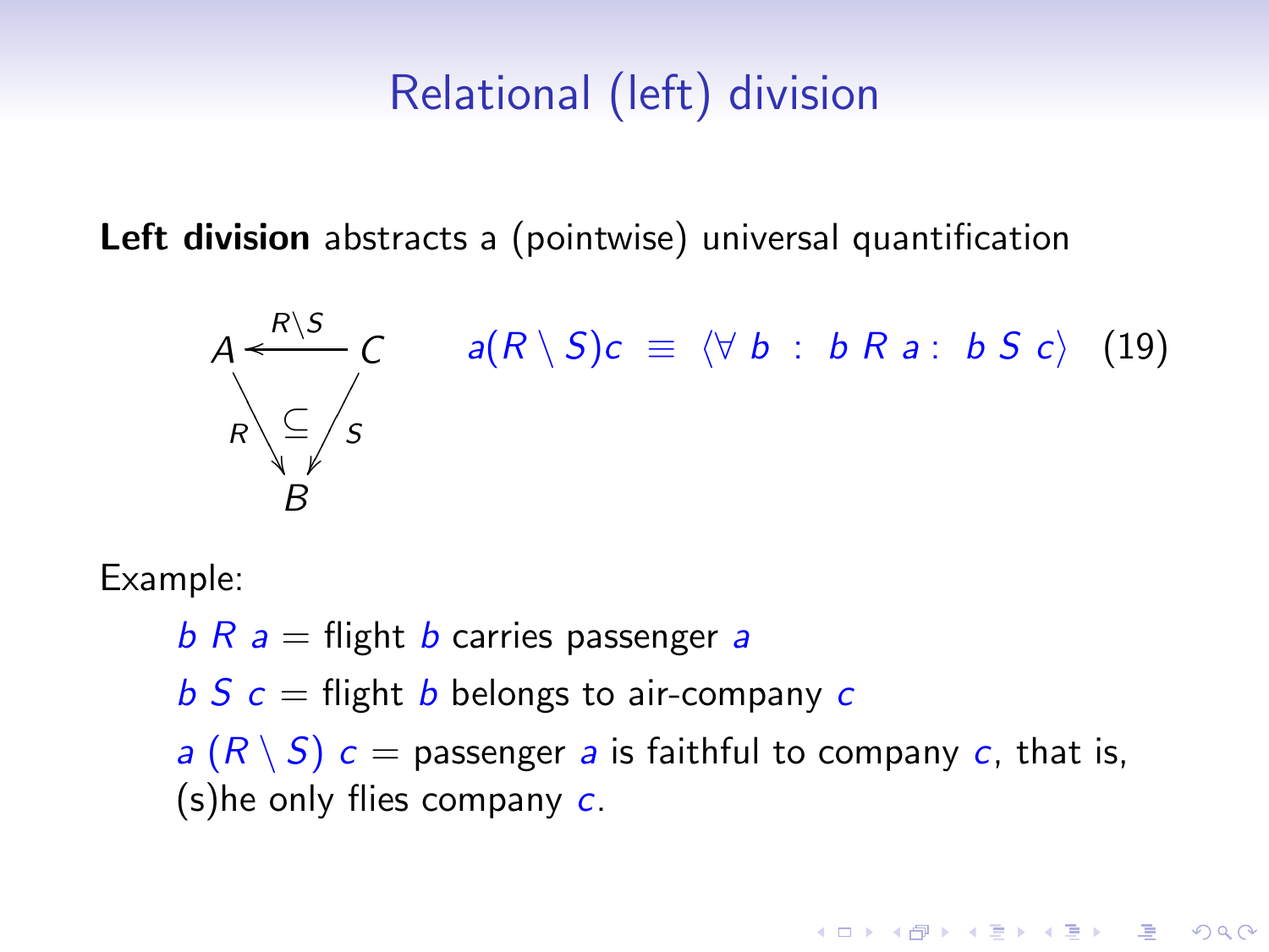# Relational (left) division

**Left division** abstracts a (pointwise) universal quantification

$$A \xleftarrow{R \backslash S} C \qquad R : A \to B,\quad S : C \to B \quad (\subseteq)$$

$$a(R \setminus S)c \;\equiv\; \langle \forall\, b \;:\; b\, R\, a : \; b\, S\, c \rangle \quad (19)$$

Example:

$b\ R\ a$ = flight $b$ carries passenger $a$

$b\ S\ c$ = flight $b$ belongs to air-company $c$

$a\ (R \setminus S)\ c$ = passenger $a$ is faithful to company $c$, that is, (s)he only flies company $c$.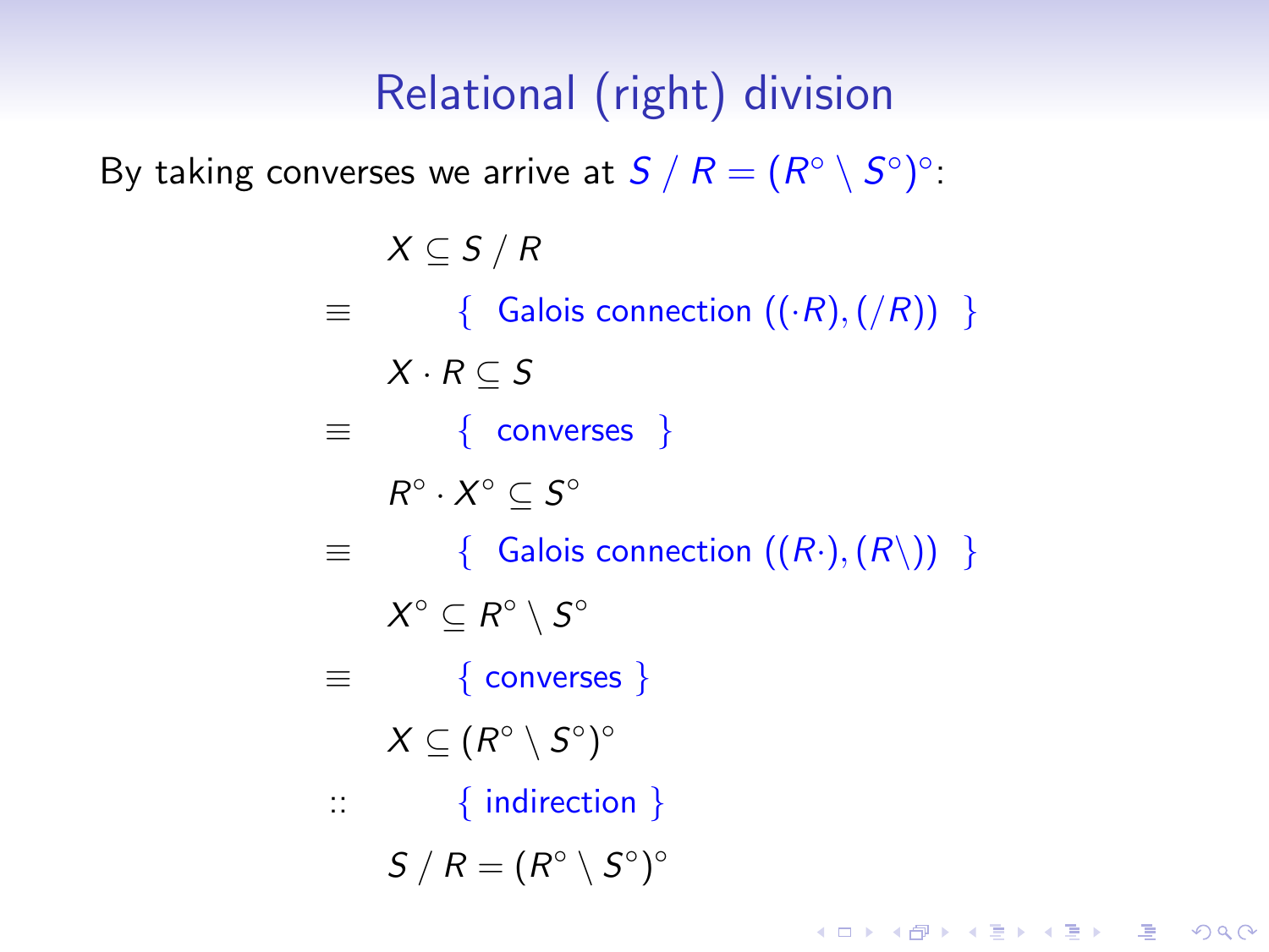# Relational (right) division

By taking converses we arrive at $S \mathbin{/} R = (R^\circ \setminus S^\circ)^\circ$:

$$
\begin{array}{cl}
 & X \subseteq S \mathbin{/} R \\
\equiv & \qquad \{ \text{ Galois connection } ((\cdot R), (/R)) \text{ } \} \\
 & X \cdot R \subseteq S \\
\equiv & \qquad \{ \text{ converses } \} \\
 & R^\circ \cdot X^\circ \subseteq S^\circ \\
\equiv & \qquad \{ \text{ Galois connection } ((R\cdot), (R\setminus)) \text{ } \} \\
 & X^\circ \subseteq R^\circ \setminus S^\circ \\
\equiv & \qquad \{ \text{ converses } \} \\
 & X \subseteq (R^\circ \setminus S^\circ)^\circ \\
:: & \qquad \{ \text{ indirection } \} \\
 & S \mathbin{/} R = (R^\circ \setminus S^\circ)^\circ
\end{array}
$$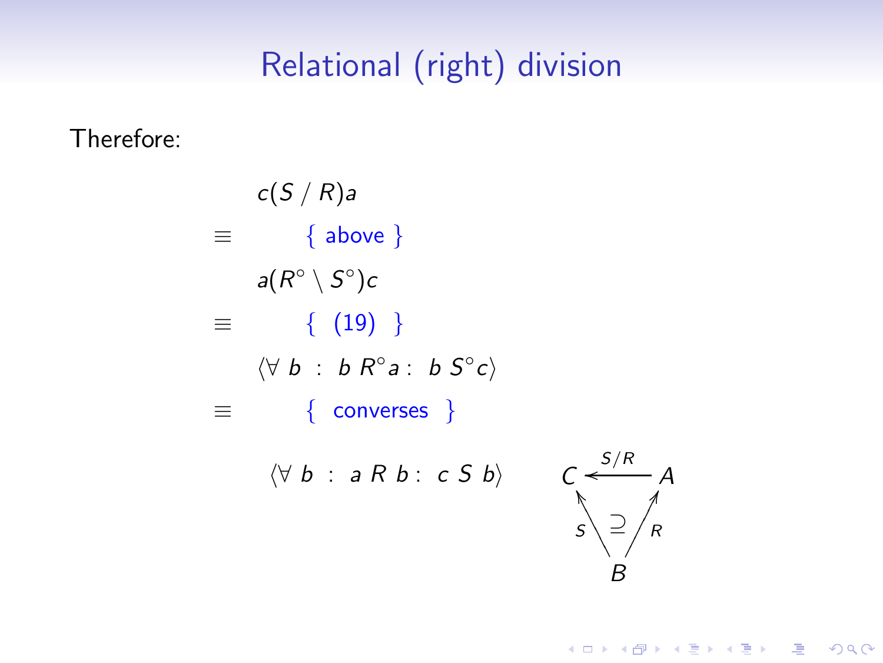# Relational (right) division

Therefore:

$$
\begin{array}{cl}
 & c(S \,/\, R)a \\
\equiv & \qquad \{ \text{ above } \} \\
 & a(R^{\circ} \setminus S^{\circ})c \\
\equiv & \qquad \{ \text{ (19) } \} \\
 & \langle \forall\ b \ :\ b\ R^{\circ} a :\ b\ S^{\circ} c \rangle \\
\equiv & \qquad \{ \text{ converses } \} \\
 & \langle \forall\ b \ :\ a\ R\ b :\ c\ S\ b \rangle
\end{array}
$$

$$
\begin{array}{ccc}
C & \xleftarrow{S/R} & A \\
{\scriptstyle S}\nwarrow & \supseteq & \nearrow{\scriptstyle R} \\
 & B &
\end{array}
$$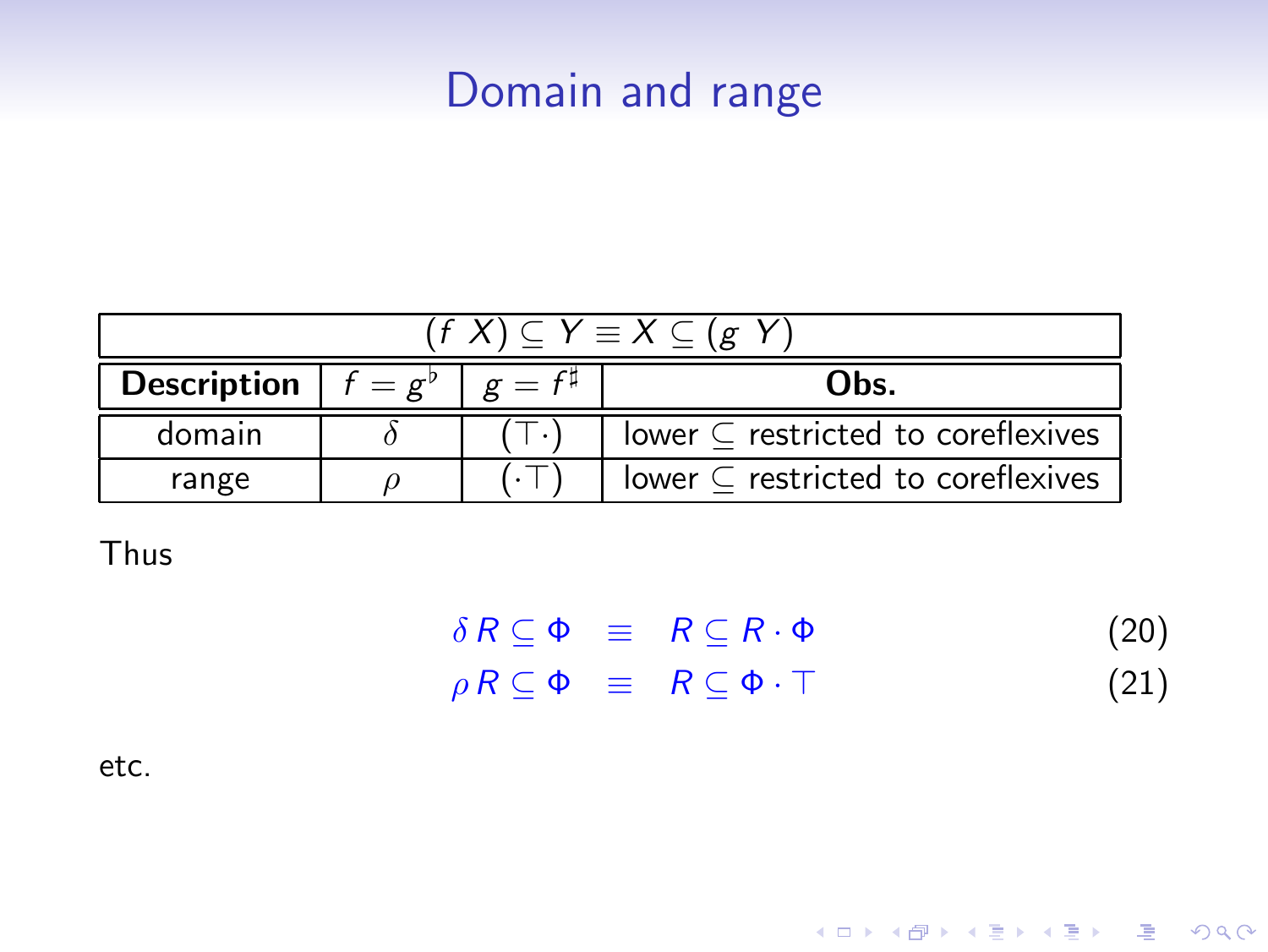# Domain and range

| $(f\ X) \subseteq Y \equiv X \subseteq (g\ Y)$ | | | |
|---|---|---|---|
| **Description** | $f = g^\flat$ | $g = f^\sharp$ | **Obs.** |
| domain | $\delta$ | $(\top\cdot)$ | lower $\subseteq$ restricted to coreflexives |
| range | $\rho$ | $(\cdot\top)$ | lower $\subseteq$ restricted to coreflexives |

Thus

$$\delta\, R \subseteq \Phi \quad \equiv \quad R \subseteq R \cdot \Phi \tag{20}$$

$$\rho\, R \subseteq \Phi \quad \equiv \quad R \subseteq \Phi \cdot \top \tag{21}$$

etc.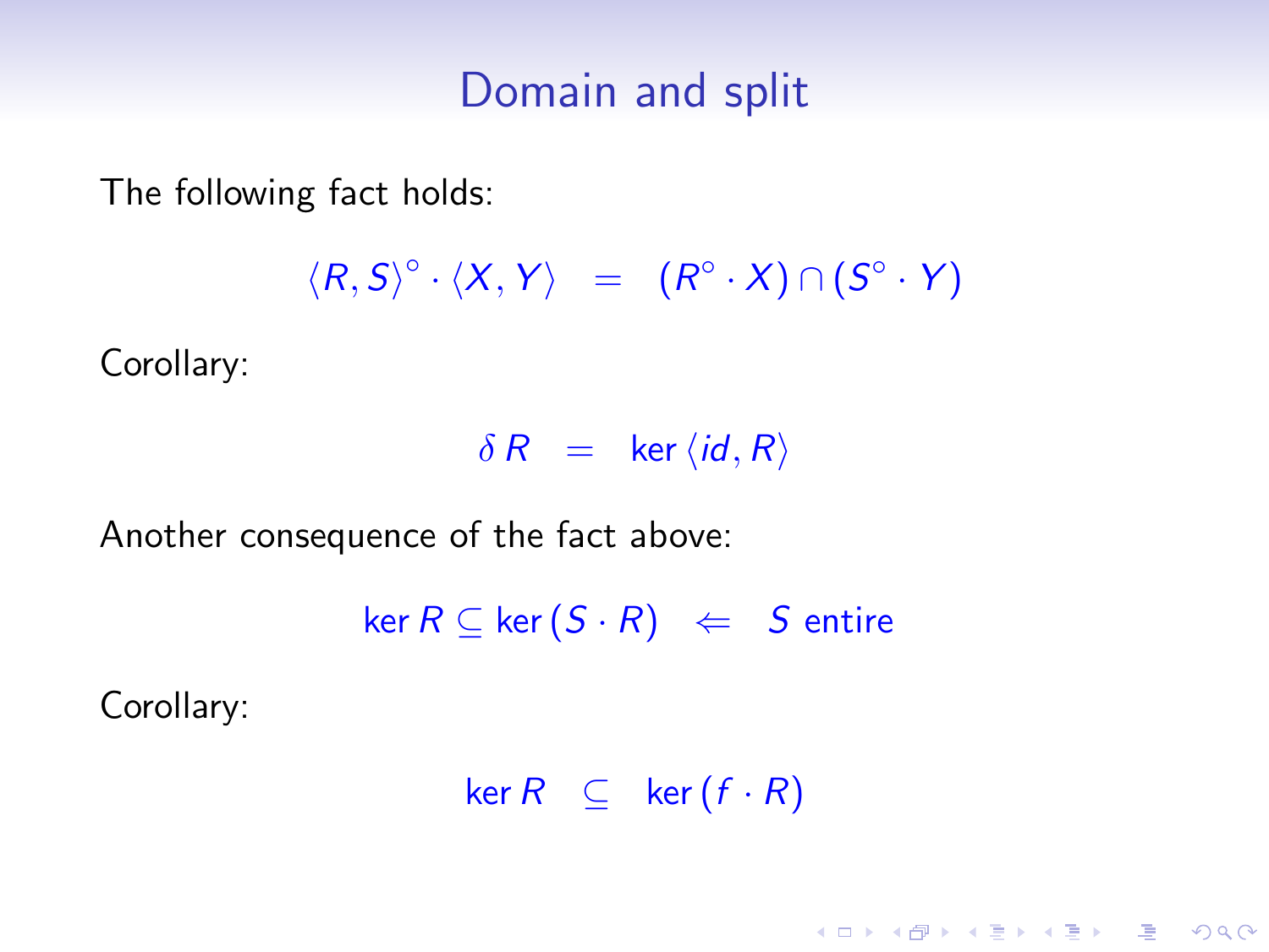# Domain and split

The following fact holds:

$$\langle R, S\rangle^\circ \cdot \langle X, Y\rangle \quad = \quad (R^\circ \cdot X) \cap (S^\circ \cdot Y)$$

Corollary:

$$\delta\, R \quad = \quad \ker \langle id, R\rangle$$

Another consequence of the fact above:

$$\ker R \subseteq \ker (S \cdot R) \quad \Leftarrow \quad S \text{ entire}$$

Corollary:

$$\ker R \quad \subseteq \quad \ker (f \cdot R)$$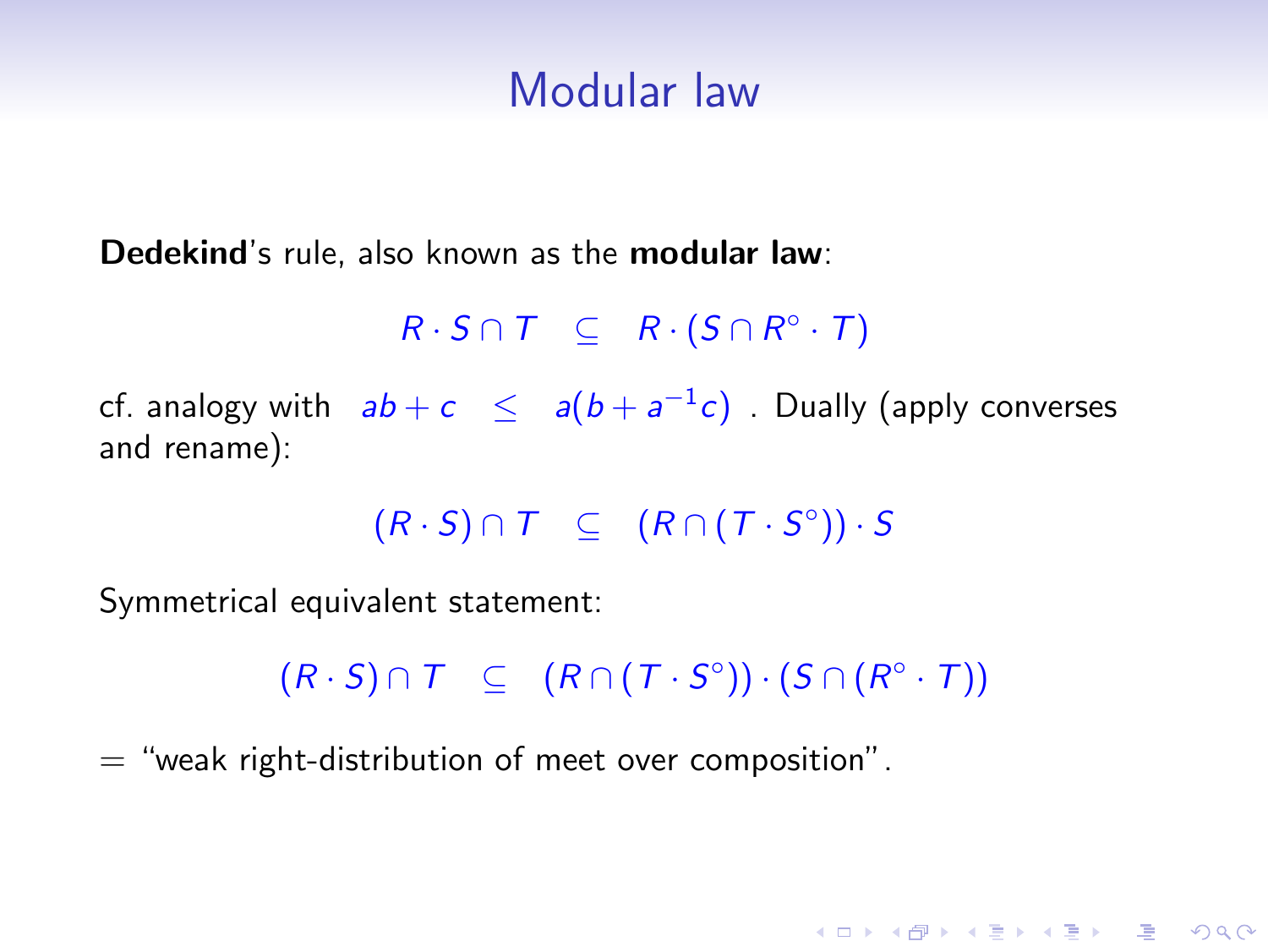# Modular law

**Dedekind**'s rule, also known as the **modular law**:

$$R \cdot S \cap T \quad \subseteq \quad R \cdot (S \cap R^{\circ} \cdot T)$$

cf. analogy with $ab + c \quad \leq \quad a(b + a^{-1}c)$ . Dually (apply converses and rename):

$$(R \cdot S) \cap T \quad \subseteq \quad (R \cap (T \cdot S^{\circ})) \cdot S$$

Symmetrical equivalent statement:

$$(R \cdot S) \cap T \quad \subseteq \quad (R \cap (T \cdot S^{\circ})) \cdot (S \cap (R^{\circ} \cdot T))$$

= "weak right-distribution of meet over composition".